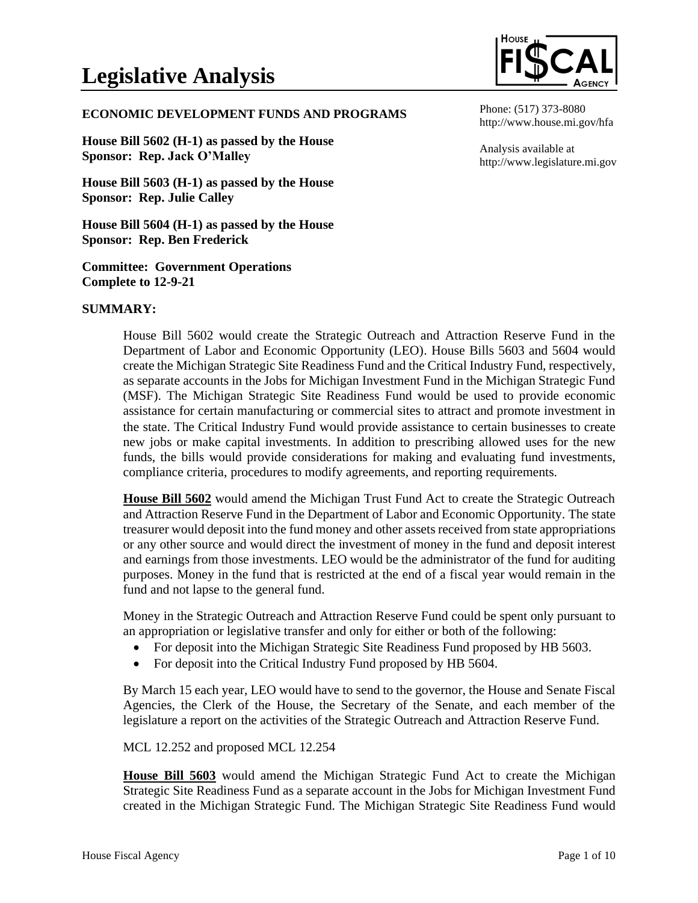# Legislative Analysis

Phone: (517) 373-8080
http://www.house.mi.gov/hfa

Analysis available at
http://www.legislature.mi.gov

**ECONOMIC DEVELOPMENT FUNDS AND PROGRAMS**

**House Bill 5602 (H-1) as passed by the House**
**Sponsor: Rep. Jack O'Malley**

**House Bill 5603 (H-1) as passed by the House**
**Sponsor: Rep. Julie Calley**

**House Bill 5604 (H-1) as passed by the House**
**Sponsor: Rep. Ben Frederick**

**Committee: Government Operations**
**Complete to 12-9-21**

**SUMMARY:**

House Bill 5602 would create the Strategic Outreach and Attraction Reserve Fund in the Department of Labor and Economic Opportunity (LEO). House Bills 5603 and 5604 would create the Michigan Strategic Site Readiness Fund and the Critical Industry Fund, respectively, as separate accounts in the Jobs for Michigan Investment Fund in the Michigan Strategic Fund (MSF). The Michigan Strategic Site Readiness Fund would be used to provide economic assistance for certain manufacturing or commercial sites to attract and promote investment in the state. The Critical Industry Fund would provide assistance to certain businesses to create new jobs or make capital investments. In addition to prescribing allowed uses for the new funds, the bills would provide considerations for making and evaluating fund investments, compliance criteria, procedures to modify agreements, and reporting requirements.

**House Bill 5602** would amend the Michigan Trust Fund Act to create the Strategic Outreach and Attraction Reserve Fund in the Department of Labor and Economic Opportunity. The state treasurer would deposit into the fund money and other assets received from state appropriations or any other source and would direct the investment of money in the fund and deposit interest and earnings from those investments. LEO would be the administrator of the fund for auditing purposes. Money in the fund that is restricted at the end of a fiscal year would remain in the fund and not lapse to the general fund.

Money in the Strategic Outreach and Attraction Reserve Fund could be spent only pursuant to an appropriation or legislative transfer and only for either or both of the following:

- For deposit into the Michigan Strategic Site Readiness Fund proposed by HB 5603.
- For deposit into the Critical Industry Fund proposed by HB 5604.

By March 15 each year, LEO would have to send to the governor, the House and Senate Fiscal Agencies, the Clerk of the House, the Secretary of the Senate, and each member of the legislature a report on the activities of the Strategic Outreach and Attraction Reserve Fund.

MCL 12.252 and proposed MCL 12.254

**House Bill 5603** would amend the Michigan Strategic Fund Act to create the Michigan Strategic Site Readiness Fund as a separate account in the Jobs for Michigan Investment Fund created in the Michigan Strategic Fund. The Michigan Strategic Site Readiness Fund would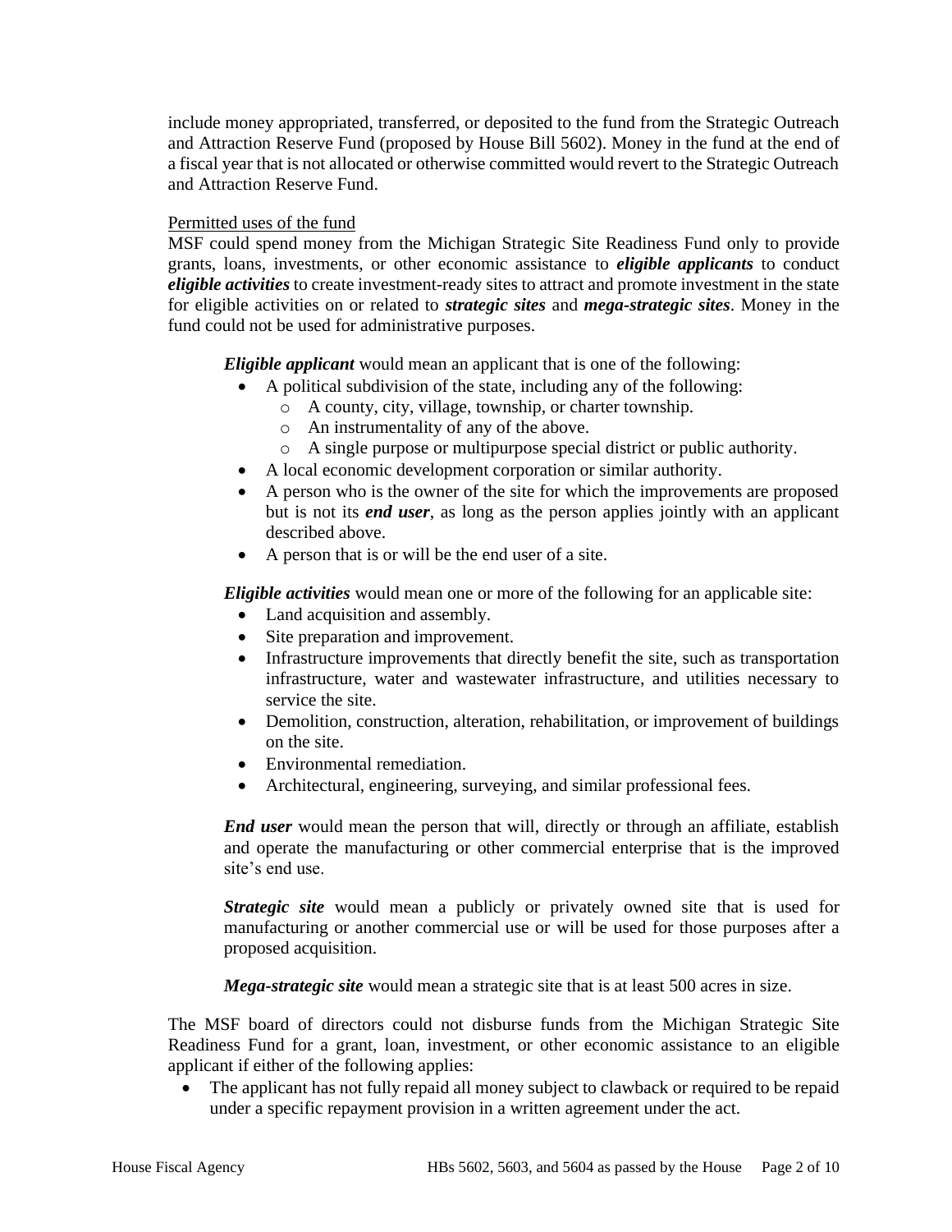include money appropriated, transferred, or deposited to the fund from the Strategic Outreach and Attraction Reserve Fund (proposed by House Bill 5602). Money in the fund at the end of a fiscal year that is not allocated or otherwise committed would revert to the Strategic Outreach and Attraction Reserve Fund.

Permitted uses of the fund

MSF could spend money from the Michigan Strategic Site Readiness Fund only to provide grants, loans, investments, or other economic assistance to ***eligible applicants*** to conduct ***eligible activities*** to create investment-ready sites to attract and promote investment in the state for eligible activities on or related to ***strategic sites*** and ***mega-strategic sites***. Money in the fund could not be used for administrative purposes.

> ***Eligible applicant*** would mean an applicant that is one of the following:
> - A political subdivision of the state, including any of the following:
>   - A county, city, village, township, or charter township.
>   - An instrumentality of any of the above.
>   - A single purpose or multipurpose special district or public authority.
> - A local economic development corporation or similar authority.
> - A person who is the owner of the site for which the improvements are proposed but is not its ***end user***, as long as the person applies jointly with an applicant described above.
> - A person that is or will be the end user of a site.
>
> ***Eligible activities*** would mean one or more of the following for an applicable site:
> - Land acquisition and assembly.
> - Site preparation and improvement.
> - Infrastructure improvements that directly benefit the site, such as transportation infrastructure, water and wastewater infrastructure, and utilities necessary to service the site.
> - Demolition, construction, alteration, rehabilitation, or improvement of buildings on the site.
> - Environmental remediation.
> - Architectural, engineering, surveying, and similar professional fees.
>
> ***End user*** would mean the person that will, directly or through an affiliate, establish and operate the manufacturing or other commercial enterprise that is the improved site's end use.
>
> ***Strategic site*** would mean a publicly or privately owned site that is used for manufacturing or another commercial use or will be used for those purposes after a proposed acquisition.
>
> ***Mega-strategic site*** would mean a strategic site that is at least 500 acres in size.

The MSF board of directors could not disburse funds from the Michigan Strategic Site Readiness Fund for a grant, loan, investment, or other economic assistance to an eligible applicant if either of the following applies:

- The applicant has not fully repaid all money subject to clawback or required to be repaid under a specific repayment provision in a written agreement under the act.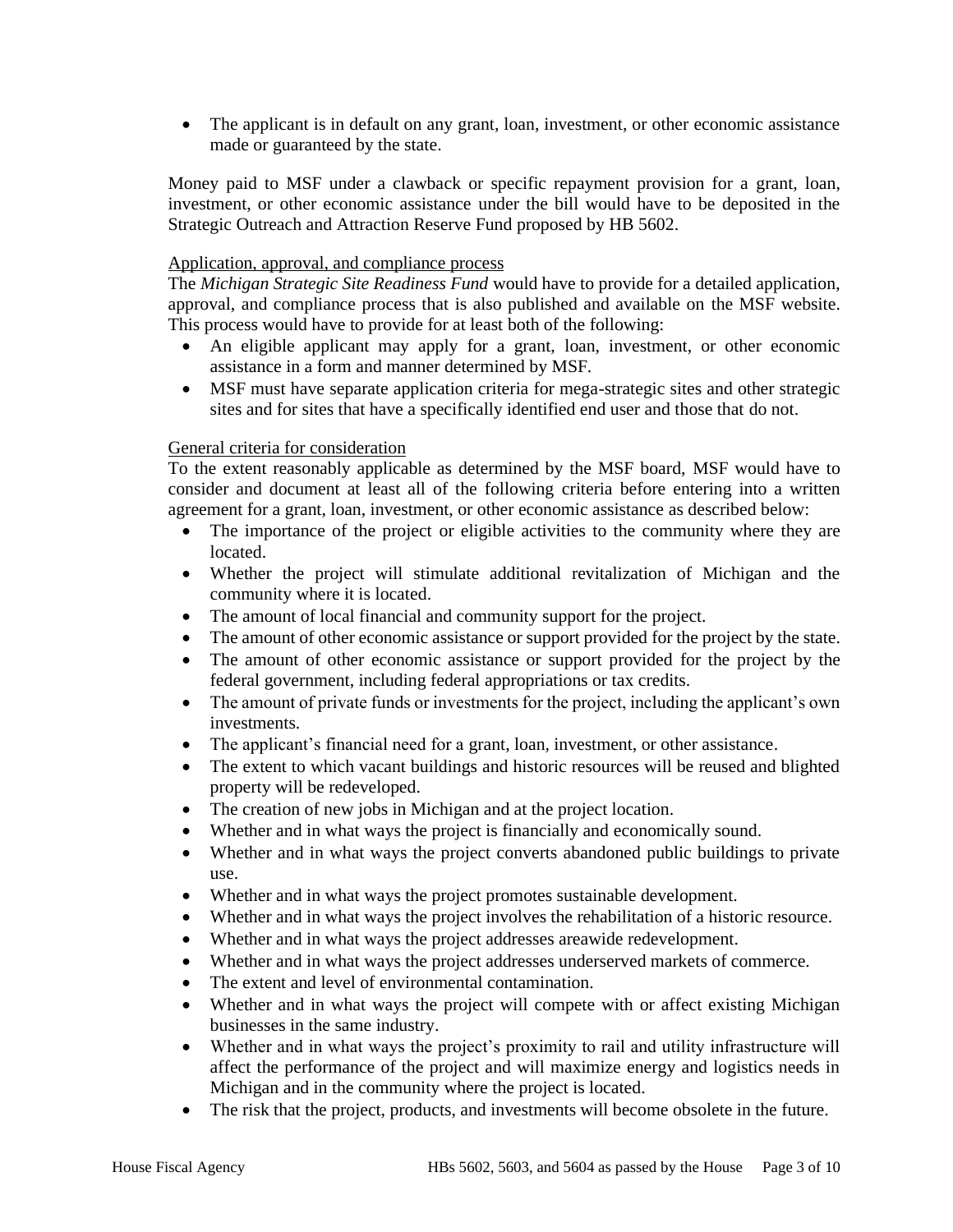- The applicant is in default on any grant, loan, investment, or other economic assistance made or guaranteed by the state.

Money paid to MSF under a clawback or specific repayment provision for a grant, loan, investment, or other economic assistance under the bill would have to be deposited in the Strategic Outreach and Attraction Reserve Fund proposed by HB 5602.

Application, approval, and compliance process

The *Michigan Strategic Site Readiness Fund* would have to provide for a detailed application, approval, and compliance process that is also published and available on the MSF website. This process would have to provide for at least both of the following:

- An eligible applicant may apply for a grant, loan, investment, or other economic assistance in a form and manner determined by MSF.
- MSF must have separate application criteria for mega-strategic sites and other strategic sites and for sites that have a specifically identified end user and those that do not.

General criteria for consideration

To the extent reasonably applicable as determined by the MSF board, MSF would have to consider and document at least all of the following criteria before entering into a written agreement for a grant, loan, investment, or other economic assistance as described below:

- The importance of the project or eligible activities to the community where they are located.
- Whether the project will stimulate additional revitalization of Michigan and the community where it is located.
- The amount of local financial and community support for the project.
- The amount of other economic assistance or support provided for the project by the state.
- The amount of other economic assistance or support provided for the project by the federal government, including federal appropriations or tax credits.
- The amount of private funds or investments for the project, including the applicant's own investments.
- The applicant's financial need for a grant, loan, investment, or other assistance.
- The extent to which vacant buildings and historic resources will be reused and blighted property will be redeveloped.
- The creation of new jobs in Michigan and at the project location.
- Whether and in what ways the project is financially and economically sound.
- Whether and in what ways the project converts abandoned public buildings to private use.
- Whether and in what ways the project promotes sustainable development.
- Whether and in what ways the project involves the rehabilitation of a historic resource.
- Whether and in what ways the project addresses areawide redevelopment.
- Whether and in what ways the project addresses underserved markets of commerce.
- The extent and level of environmental contamination.
- Whether and in what ways the project will compete with or affect existing Michigan businesses in the same industry.
- Whether and in what ways the project's proximity to rail and utility infrastructure will affect the performance of the project and will maximize energy and logistics needs in Michigan and in the community where the project is located.
- The risk that the project, products, and investments will become obsolete in the future.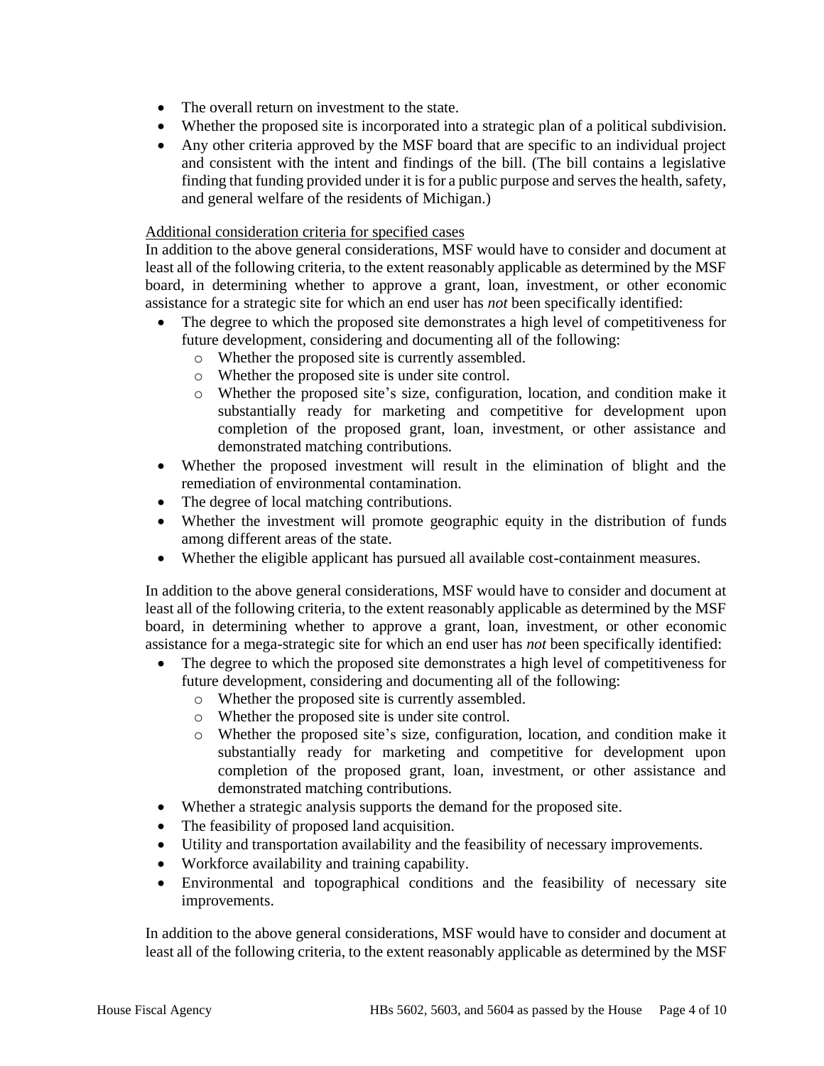- The overall return on investment to the state.
- Whether the proposed site is incorporated into a strategic plan of a political subdivision.
- Any other criteria approved by the MSF board that are specific to an individual project and consistent with the intent and findings of the bill. (The bill contains a legislative finding that funding provided under it is for a public purpose and serves the health, safety, and general welfare of the residents of Michigan.)

<u>Additional consideration criteria for specified cases</u>

In addition to the above general considerations, MSF would have to consider and document at least all of the following criteria, to the extent reasonably applicable as determined by the MSF board, in determining whether to approve a grant, loan, investment, or other economic assistance for a strategic site for which an end user has *not* been specifically identified:

- The degree to which the proposed site demonstrates a high level of competitiveness for future development, considering and documenting all of the following:
    - Whether the proposed site is currently assembled.
    - Whether the proposed site is under site control.
    - Whether the proposed site's size, configuration, location, and condition make it substantially ready for marketing and competitive for development upon completion of the proposed grant, loan, investment, or other assistance and demonstrated matching contributions.
- Whether the proposed investment will result in the elimination of blight and the remediation of environmental contamination.
- The degree of local matching contributions.
- Whether the investment will promote geographic equity in the distribution of funds among different areas of the state.
- Whether the eligible applicant has pursued all available cost-containment measures.

In addition to the above general considerations, MSF would have to consider and document at least all of the following criteria, to the extent reasonably applicable as determined by the MSF board, in determining whether to approve a grant, loan, investment, or other economic assistance for a mega-strategic site for which an end user has *not* been specifically identified:

- The degree to which the proposed site demonstrates a high level of competitiveness for future development, considering and documenting all of the following:
    - Whether the proposed site is currently assembled.
    - Whether the proposed site is under site control.
    - Whether the proposed site's size, configuration, location, and condition make it substantially ready for marketing and competitive for development upon completion of the proposed grant, loan, investment, or other assistance and demonstrated matching contributions.
- Whether a strategic analysis supports the demand for the proposed site.
- The feasibility of proposed land acquisition.
- Utility and transportation availability and the feasibility of necessary improvements.
- Workforce availability and training capability.
- Environmental and topographical conditions and the feasibility of necessary site improvements.

In addition to the above general considerations, MSF would have to consider and document at least all of the following criteria, to the extent reasonably applicable as determined by the MSF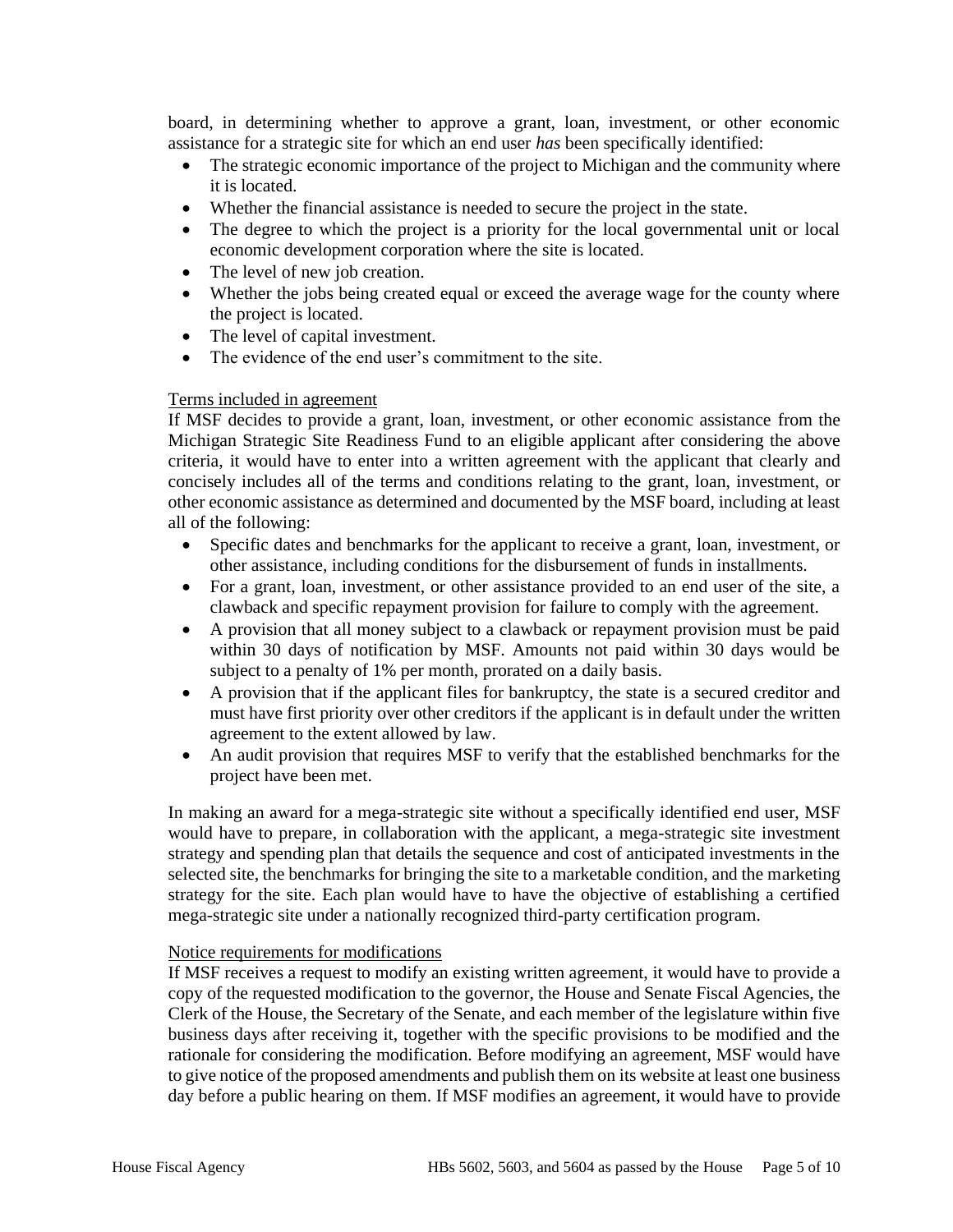board, in determining whether to approve a grant, loan, investment, or other economic assistance for a strategic site for which an end user *has* been specifically identified:

- The strategic economic importance of the project to Michigan and the community where it is located.
- Whether the financial assistance is needed to secure the project in the state.
- The degree to which the project is a priority for the local governmental unit or local economic development corporation where the site is located.
- The level of new job creation.
- Whether the jobs being created equal or exceed the average wage for the county where the project is located.
- The level of capital investment.
- The evidence of the end user's commitment to the site.

Terms included in agreement

If MSF decides to provide a grant, loan, investment, or other economic assistance from the Michigan Strategic Site Readiness Fund to an eligible applicant after considering the above criteria, it would have to enter into a written agreement with the applicant that clearly and concisely includes all of the terms and conditions relating to the grant, loan, investment, or other economic assistance as determined and documented by the MSF board, including at least all of the following:

- Specific dates and benchmarks for the applicant to receive a grant, loan, investment, or other assistance, including conditions for the disbursement of funds in installments.
- For a grant, loan, investment, or other assistance provided to an end user of the site, a clawback and specific repayment provision for failure to comply with the agreement.
- A provision that all money subject to a clawback or repayment provision must be paid within 30 days of notification by MSF. Amounts not paid within 30 days would be subject to a penalty of 1% per month, prorated on a daily basis.
- A provision that if the applicant files for bankruptcy, the state is a secured creditor and must have first priority over other creditors if the applicant is in default under the written agreement to the extent allowed by law.
- An audit provision that requires MSF to verify that the established benchmarks for the project have been met.

In making an award for a mega-strategic site without a specifically identified end user, MSF would have to prepare, in collaboration with the applicant, a mega-strategic site investment strategy and spending plan that details the sequence and cost of anticipated investments in the selected site, the benchmarks for bringing the site to a marketable condition, and the marketing strategy for the site. Each plan would have to have the objective of establishing a certified mega-strategic site under a nationally recognized third-party certification program.

Notice requirements for modifications

If MSF receives a request to modify an existing written agreement, it would have to provide a copy of the requested modification to the governor, the House and Senate Fiscal Agencies, the Clerk of the House, the Secretary of the Senate, and each member of the legislature within five business days after receiving it, together with the specific provisions to be modified and the rationale for considering the modification. Before modifying an agreement, MSF would have to give notice of the proposed amendments and publish them on its website at least one business day before a public hearing on them. If MSF modifies an agreement, it would have to provide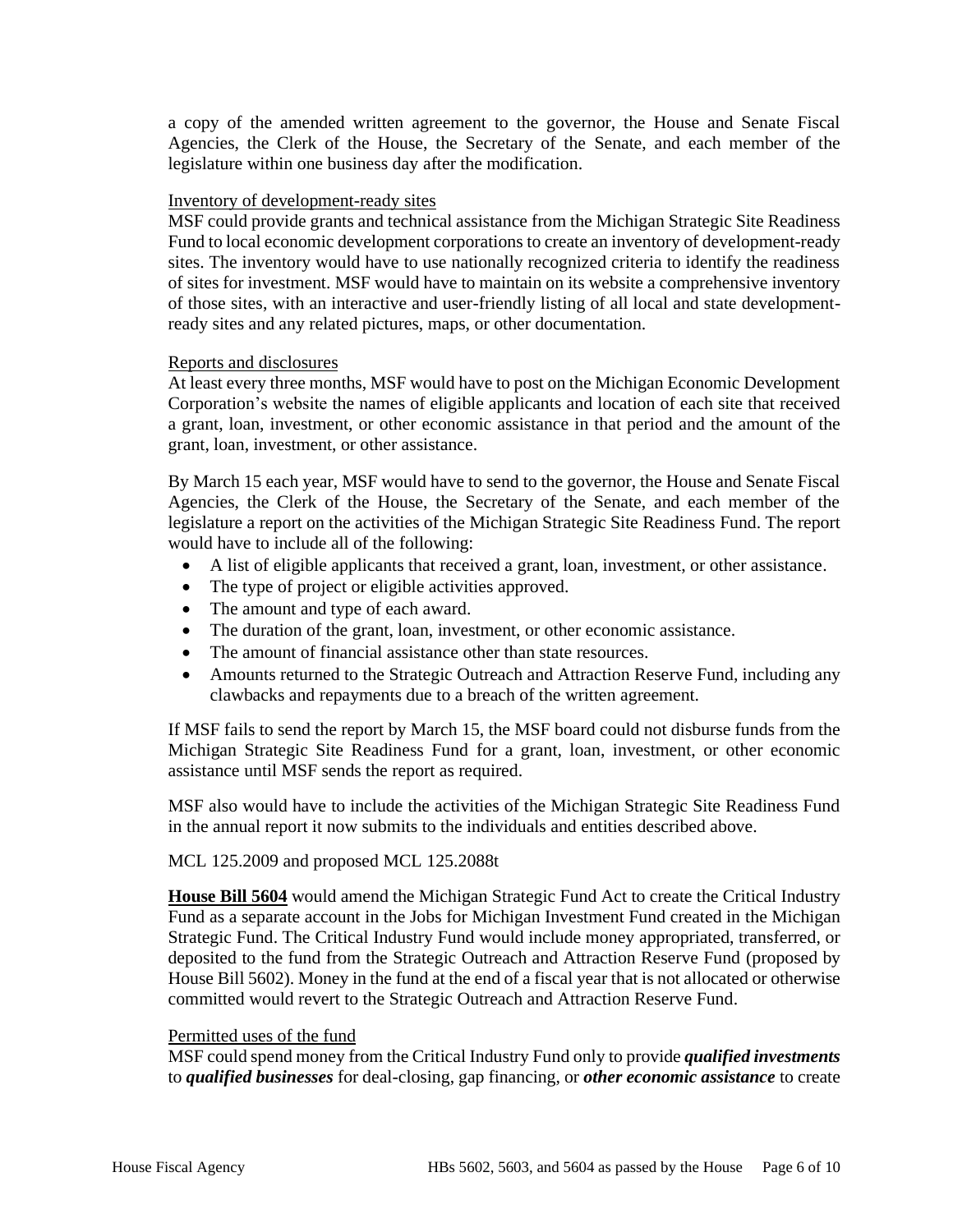a copy of the amended written agreement to the governor, the House and Senate Fiscal Agencies, the Clerk of the House, the Secretary of the Senate, and each member of the legislature within one business day after the modification.

Inventory of development-ready sites

MSF could provide grants and technical assistance from the Michigan Strategic Site Readiness Fund to local economic development corporations to create an inventory of development-ready sites. The inventory would have to use nationally recognized criteria to identify the readiness of sites for investment. MSF would have to maintain on its website a comprehensive inventory of those sites, with an interactive and user-friendly listing of all local and state development-ready sites and any related pictures, maps, or other documentation.

Reports and disclosures

At least every three months, MSF would have to post on the Michigan Economic Development Corporation's website the names of eligible applicants and location of each site that received a grant, loan, investment, or other economic assistance in that period and the amount of the grant, loan, investment, or other assistance.

By March 15 each year, MSF would have to send to the governor, the House and Senate Fiscal Agencies, the Clerk of the House, the Secretary of the Senate, and each member of the legislature a report on the activities of the Michigan Strategic Site Readiness Fund. The report would have to include all of the following:

- A list of eligible applicants that received a grant, loan, investment, or other assistance.
- The type of project or eligible activities approved.
- The amount and type of each award.
- The duration of the grant, loan, investment, or other economic assistance.
- The amount of financial assistance other than state resources.
- Amounts returned to the Strategic Outreach and Attraction Reserve Fund, including any clawbacks and repayments due to a breach of the written agreement.

If MSF fails to send the report by March 15, the MSF board could not disburse funds from the Michigan Strategic Site Readiness Fund for a grant, loan, investment, or other economic assistance until MSF sends the report as required.

MSF also would have to include the activities of the Michigan Strategic Site Readiness Fund in the annual report it now submits to the individuals and entities described above.

MCL 125.2009 and proposed MCL 125.2088t

**House Bill 5604** would amend the Michigan Strategic Fund Act to create the Critical Industry Fund as a separate account in the Jobs for Michigan Investment Fund created in the Michigan Strategic Fund. The Critical Industry Fund would include money appropriated, transferred, or deposited to the fund from the Strategic Outreach and Attraction Reserve Fund (proposed by House Bill 5602). Money in the fund at the end of a fiscal year that is not allocated or otherwise committed would revert to the Strategic Outreach and Attraction Reserve Fund.

Permitted uses of the fund

MSF could spend money from the Critical Industry Fund only to provide ***qualified investments*** to ***qualified businesses*** for deal-closing, gap financing, or ***other economic assistance*** to create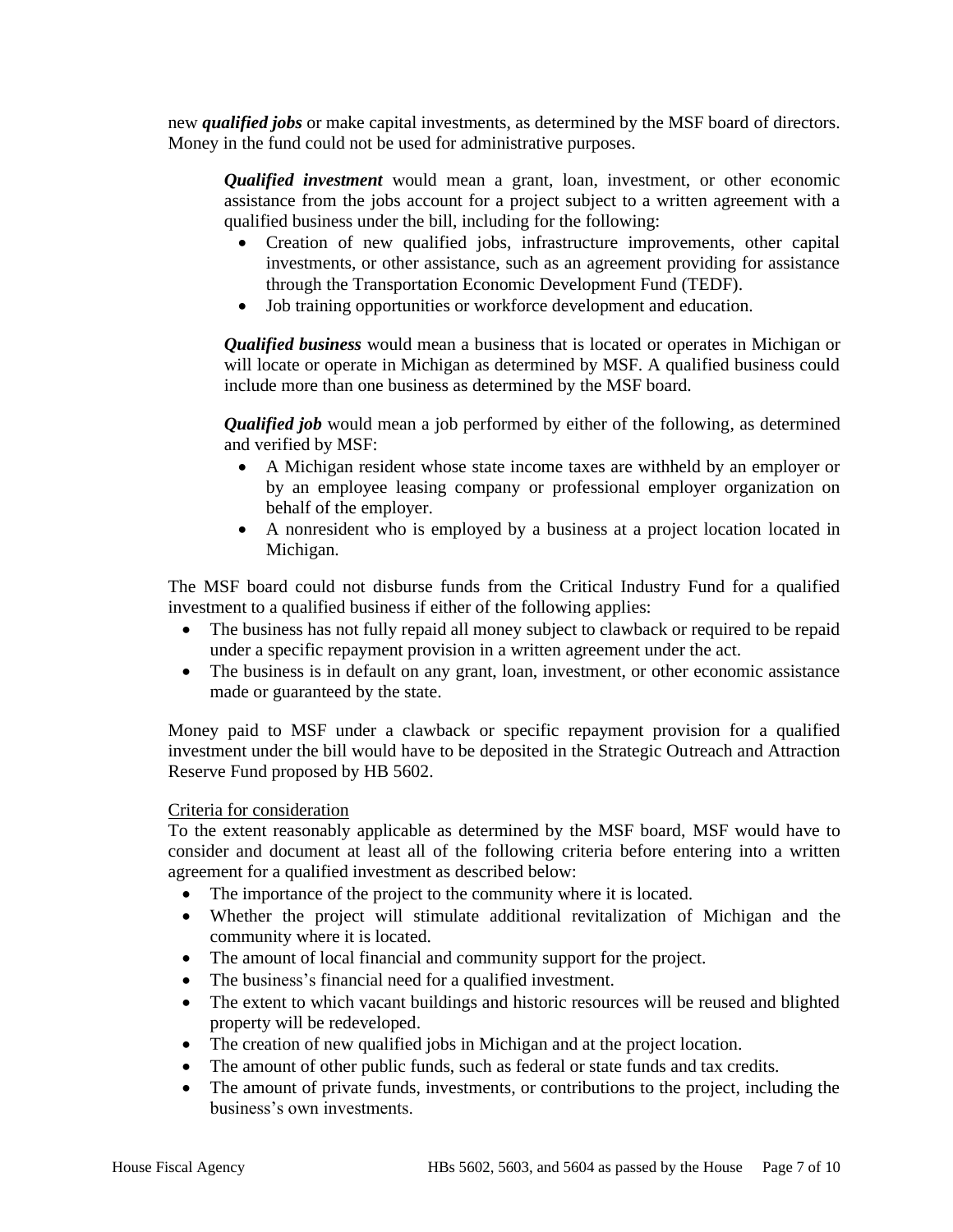new ***qualified jobs*** or make capital investments, as determined by the MSF board of directors. Money in the fund could not be used for administrative purposes.

> ***Qualified investment*** would mean a grant, loan, investment, or other economic assistance from the jobs account for a project subject to a written agreement with a qualified business under the bill, including for the following:
>
> - Creation of new qualified jobs, infrastructure improvements, other capital investments, or other assistance, such as an agreement providing for assistance through the Transportation Economic Development Fund (TEDF).
> - Job training opportunities or workforce development and education.
>
> ***Qualified business*** would mean a business that is located or operates in Michigan or will locate or operate in Michigan as determined by MSF. A qualified business could include more than one business as determined by the MSF board.
>
> ***Qualified job*** would mean a job performed by either of the following, as determined and verified by MSF:
>
> - A Michigan resident whose state income taxes are withheld by an employer or by an employee leasing company or professional employer organization on behalf of the employer.
> - A nonresident who is employed by a business at a project location located in Michigan.

The MSF board could not disburse funds from the Critical Industry Fund for a qualified investment to a qualified business if either of the following applies:

- The business has not fully repaid all money subject to clawback or required to be repaid under a specific repayment provision in a written agreement under the act.
- The business is in default on any grant, loan, investment, or other economic assistance made or guaranteed by the state.

Money paid to MSF under a clawback or specific repayment provision for a qualified investment under the bill would have to be deposited in the Strategic Outreach and Attraction Reserve Fund proposed by HB 5602.

<u>Criteria for consideration</u>

To the extent reasonably applicable as determined by the MSF board, MSF would have to consider and document at least all of the following criteria before entering into a written agreement for a qualified investment as described below:

- The importance of the project to the community where it is located.
- Whether the project will stimulate additional revitalization of Michigan and the community where it is located.
- The amount of local financial and community support for the project.
- The business's financial need for a qualified investment.
- The extent to which vacant buildings and historic resources will be reused and blighted property will be redeveloped.
- The creation of new qualified jobs in Michigan and at the project location.
- The amount of other public funds, such as federal or state funds and tax credits.
- The amount of private funds, investments, or contributions to the project, including the business's own investments.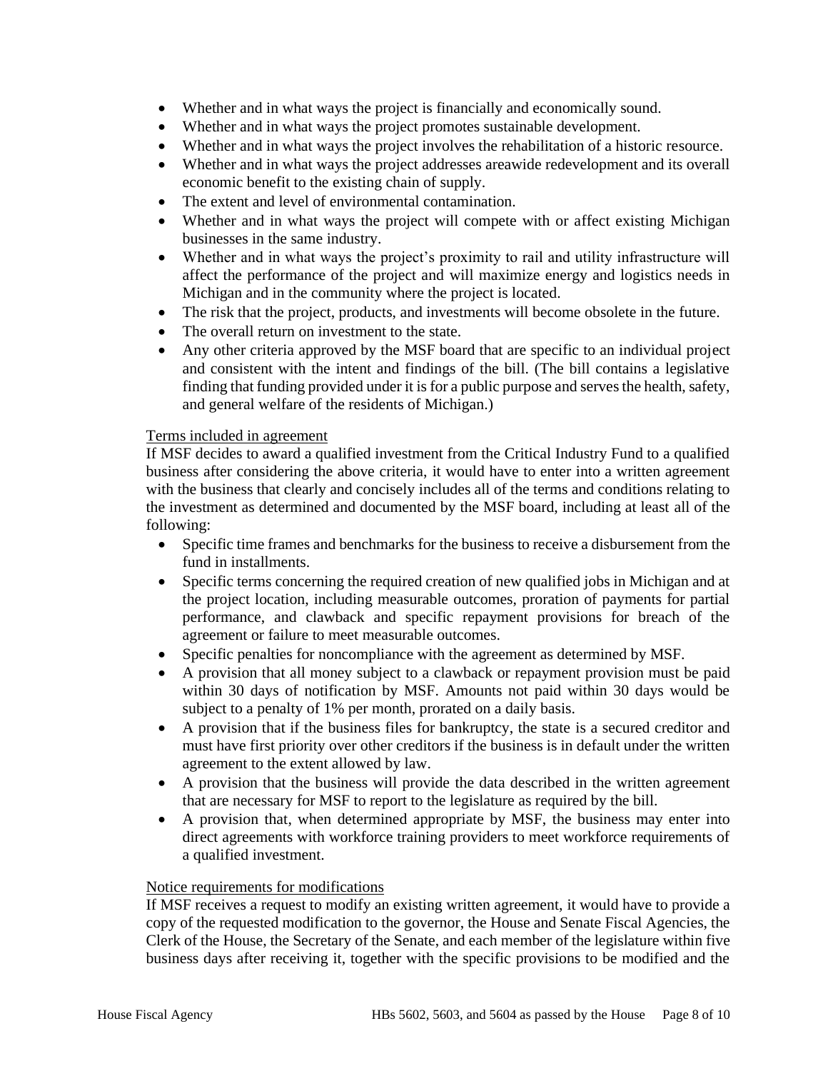- Whether and in what ways the project is financially and economically sound.
- Whether and in what ways the project promotes sustainable development.
- Whether and in what ways the project involves the rehabilitation of a historic resource.
- Whether and in what ways the project addresses areawide redevelopment and its overall economic benefit to the existing chain of supply.
- The extent and level of environmental contamination.
- Whether and in what ways the project will compete with or affect existing Michigan businesses in the same industry.
- Whether and in what ways the project's proximity to rail and utility infrastructure will affect the performance of the project and will maximize energy and logistics needs in Michigan and in the community where the project is located.
- The risk that the project, products, and investments will become obsolete in the future.
- The overall return on investment to the state.
- Any other criteria approved by the MSF board that are specific to an individual project and consistent with the intent and findings of the bill. (The bill contains a legislative finding that funding provided under it is for a public purpose and serves the health, safety, and general welfare of the residents of Michigan.)

Terms included in agreement

If MSF decides to award a qualified investment from the Critical Industry Fund to a qualified business after considering the above criteria, it would have to enter into a written agreement with the business that clearly and concisely includes all of the terms and conditions relating to the investment as determined and documented by the MSF board, including at least all of the following:

- Specific time frames and benchmarks for the business to receive a disbursement from the fund in installments.
- Specific terms concerning the required creation of new qualified jobs in Michigan and at the project location, including measurable outcomes, proration of payments for partial performance, and clawback and specific repayment provisions for breach of the agreement or failure to meet measurable outcomes.
- Specific penalties for noncompliance with the agreement as determined by MSF.
- A provision that all money subject to a clawback or repayment provision must be paid within 30 days of notification by MSF. Amounts not paid within 30 days would be subject to a penalty of 1% per month, prorated on a daily basis.
- A provision that if the business files for bankruptcy, the state is a secured creditor and must have first priority over other creditors if the business is in default under the written agreement to the extent allowed by law.
- A provision that the business will provide the data described in the written agreement that are necessary for MSF to report to the legislature as required by the bill.
- A provision that, when determined appropriate by MSF, the business may enter into direct agreements with workforce training providers to meet workforce requirements of a qualified investment.

Notice requirements for modifications

If MSF receives a request to modify an existing written agreement, it would have to provide a copy of the requested modification to the governor, the House and Senate Fiscal Agencies, the Clerk of the House, the Secretary of the Senate, and each member of the legislature within five business days after receiving it, together with the specific provisions to be modified and the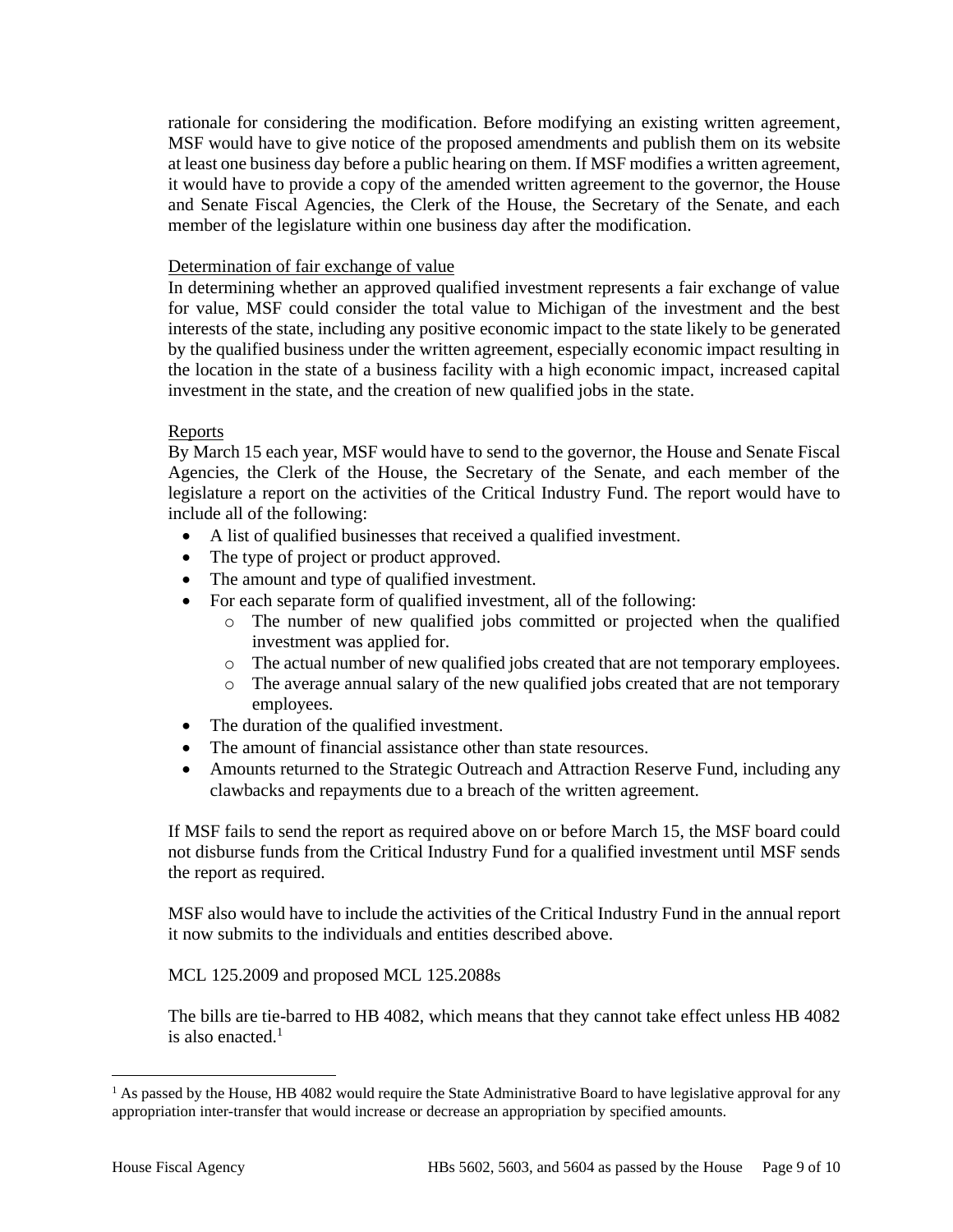rationale for considering the modification. Before modifying an existing written agreement, MSF would have to give notice of the proposed amendments and publish them on its website at least one business day before a public hearing on them. If MSF modifies a written agreement, it would have to provide a copy of the amended written agreement to the governor, the House and Senate Fiscal Agencies, the Clerk of the House, the Secretary of the Senate, and each member of the legislature within one business day after the modification.

Determination of fair exchange of value

In determining whether an approved qualified investment represents a fair exchange of value for value, MSF could consider the total value to Michigan of the investment and the best interests of the state, including any positive economic impact to the state likely to be generated by the qualified business under the written agreement, especially economic impact resulting in the location in the state of a business facility with a high economic impact, increased capital investment in the state, and the creation of new qualified jobs in the state.

Reports

By March 15 each year, MSF would have to send to the governor, the House and Senate Fiscal Agencies, the Clerk of the House, the Secretary of the Senate, and each member of the legislature a report on the activities of the Critical Industry Fund. The report would have to include all of the following:

- A list of qualified businesses that received a qualified investment.
- The type of project or product approved.
- The amount and type of qualified investment.
- For each separate form of qualified investment, all of the following:
  - The number of new qualified jobs committed or projected when the qualified investment was applied for.
  - The actual number of new qualified jobs created that are not temporary employees.
  - The average annual salary of the new qualified jobs created that are not temporary employees.
- The duration of the qualified investment.
- The amount of financial assistance other than state resources.
- Amounts returned to the Strategic Outreach and Attraction Reserve Fund, including any clawbacks and repayments due to a breach of the written agreement.

If MSF fails to send the report as required above on or before March 15, the MSF board could not disburse funds from the Critical Industry Fund for a qualified investment until MSF sends the report as required.

MSF also would have to include the activities of the Critical Industry Fund in the annual report it now submits to the individuals and entities described above.

MCL 125.2009 and proposed MCL 125.2088s

The bills are tie-barred to HB 4082, which means that they cannot take effect unless HB 4082 is also enacted.[1]

[1] As passed by the House, HB 4082 would require the State Administrative Board to have legislative approval for any appropriation inter-transfer that would increase or decrease an appropriation by specified amounts.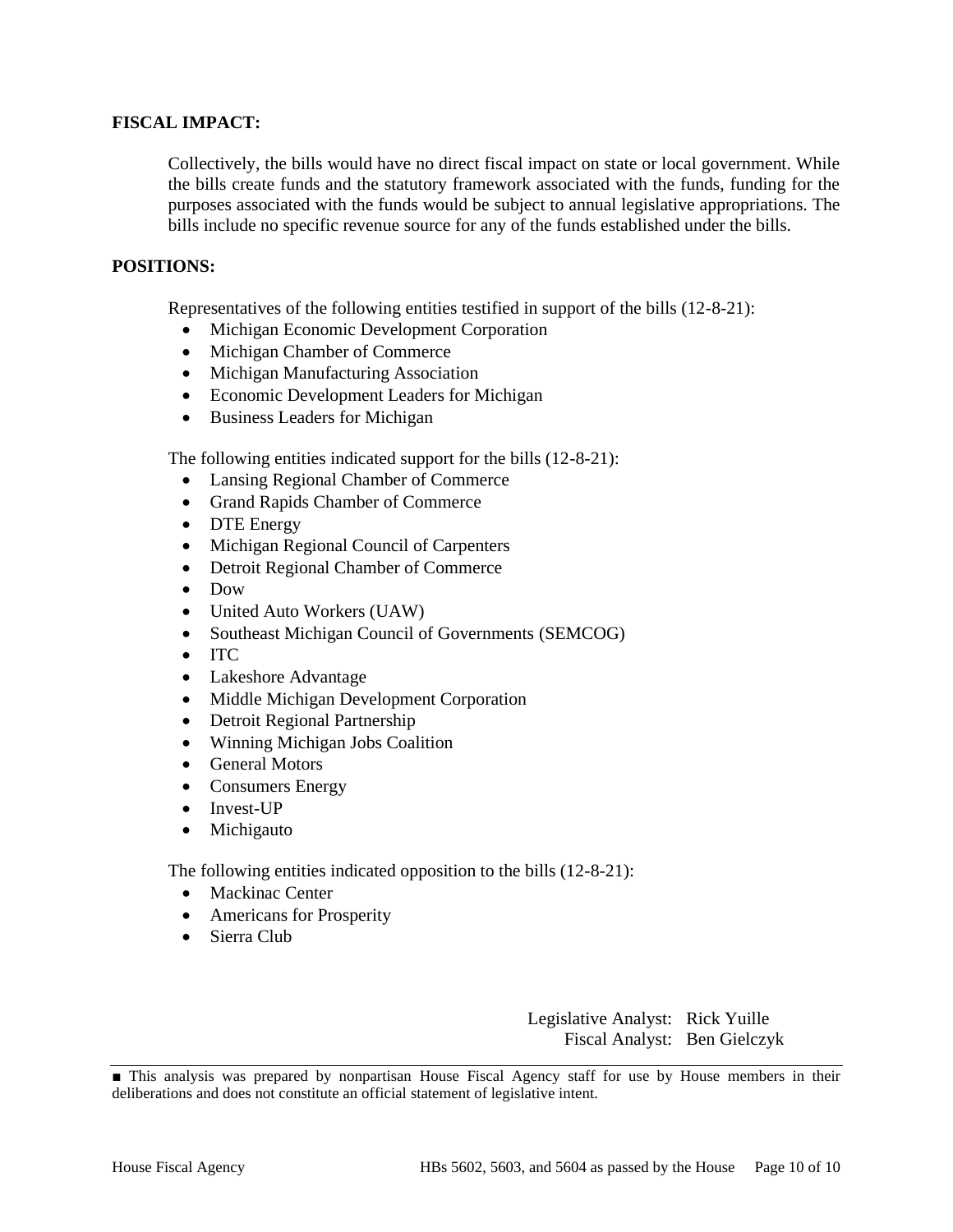**FISCAL IMPACT:**

Collectively, the bills would have no direct fiscal impact on state or local government. While the bills create funds and the statutory framework associated with the funds, funding for the purposes associated with the funds would be subject to annual legislative appropriations. The bills include no specific revenue source for any of the funds established under the bills.

**POSITIONS:**

Representatives of the following entities testified in support of the bills (12-8-21):

- Michigan Economic Development Corporation
- Michigan Chamber of Commerce
- Michigan Manufacturing Association
- Economic Development Leaders for Michigan
- Business Leaders for Michigan

The following entities indicated support for the bills (12-8-21):

- Lansing Regional Chamber of Commerce
- Grand Rapids Chamber of Commerce
- DTE Energy
- Michigan Regional Council of Carpenters
- Detroit Regional Chamber of Commerce
- Dow
- United Auto Workers (UAW)
- Southeast Michigan Council of Governments (SEMCOG)
- ITC
- Lakeshore Advantage
- Middle Michigan Development Corporation
- Detroit Regional Partnership
- Winning Michigan Jobs Coalition
- General Motors
- Consumers Energy
- Invest-UP
- Michigauto

The following entities indicated opposition to the bills (12-8-21):

- Mackinac Center
- Americans for Prosperity
- Sierra Club

Legislative Analyst: Rick Yuille
Fiscal Analyst: Ben Gielczyk

■ This analysis was prepared by nonpartisan House Fiscal Agency staff for use by House members in their deliberations and does not constitute an official statement of legislative intent.